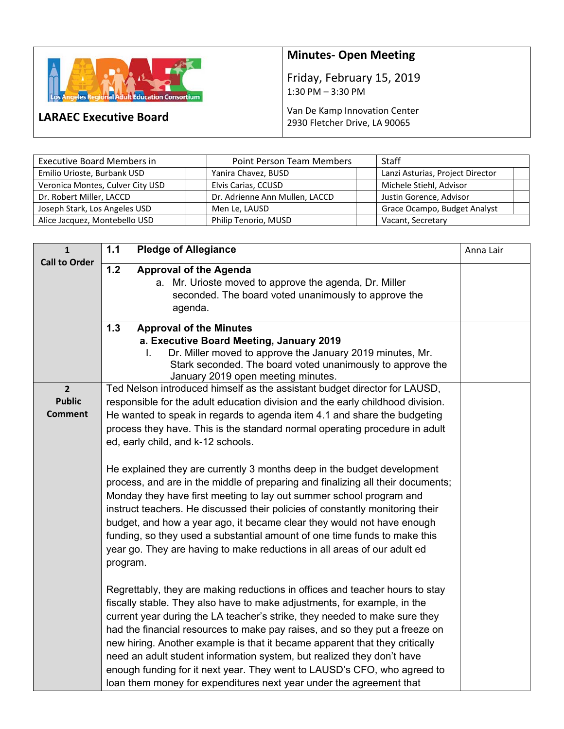**LARAEC Executive Board**

## Minutes- Open Meeting

Friday, February 15, 2019
1:30 PM – 3:30 PM

Van De Kamp Innovation Center
2930 Fletcher Drive, LA 90065

| Executive Board Members in | | Point Person Team Members | | Staff | |
|---|---|---|---|---|---|
| Emilio Urioste, Burbank USD | | Yanira Chavez, BUSD | | Lanzi Asturias, Project Director | |
| Veronica Montes, Culver City USD | | Elvis Carias, CCUSD | | Michele Stiehl, Advisor | |
| Dr. Robert Miller, LACCD | | Dr. Adrienne Ann Mullen, LACCD | | Justin Gorence, Advisor | |
| Joseph Stark, Los Angeles USD | | Men Le, LAUSD | | Grace Ocampo, Budget Analyst | |
| Alice Jacquez, Montebello USD | | Philip Tenorio, MUSD | | Vacant, Secretary | |

| | | |
|---|---|---|
| **1 Call to Order** | **1.1 Pledge of Allegiance** | Anna Lair |
| | **1.2 Approval of the Agenda**<br>a. Mr. Urioste moved to approve the agenda, Dr. Miller seconded. The board voted unanimously to approve the agenda. | |
| | **1.3 Approval of the Minutes**<br>**a. Executive Board Meeting, January 2019**<br>I. Dr. Miller moved to approve the January 2019 minutes, Mr. Stark seconded. The board voted unanimously to approve the January 2019 open meeting minutes. | |
| **2 Public Comment** | Ted Nelson introduced himself as the assistant budget director for LAUSD, responsible for the adult education division and the early childhood division. He wanted to speak in regards to agenda item 4.1 and share the budgeting process they have. This is the standard normal operating procedure in adult ed, early child, and k-12 schools.<br><br>He explained they are currently 3 months deep in the budget development process, and are in the middle of preparing and finalizing all their documents; Monday they have first meeting to lay out summer school program and instruct teachers. He discussed their policies of constantly monitoring their budget, and how a year ago, it became clear they would not have enough funding, so they used a substantial amount of one time funds to make this year go. They are having to make reductions in all areas of our adult ed program.<br><br>Regrettably, they are making reductions in offices and teacher hours to stay fiscally stable. They also have to make adjustments, for example, in the current year during the LA teacher's strike, they needed to make sure they had the financial resources to make pay raises, and so they put a freeze on new hiring. Another example is that it became apparent that they critically need an adult student information system, but realized they don't have enough funding for it next year. They went to LAUSD's CFO, who agreed to loan them money for expenditures next year under the agreement that | |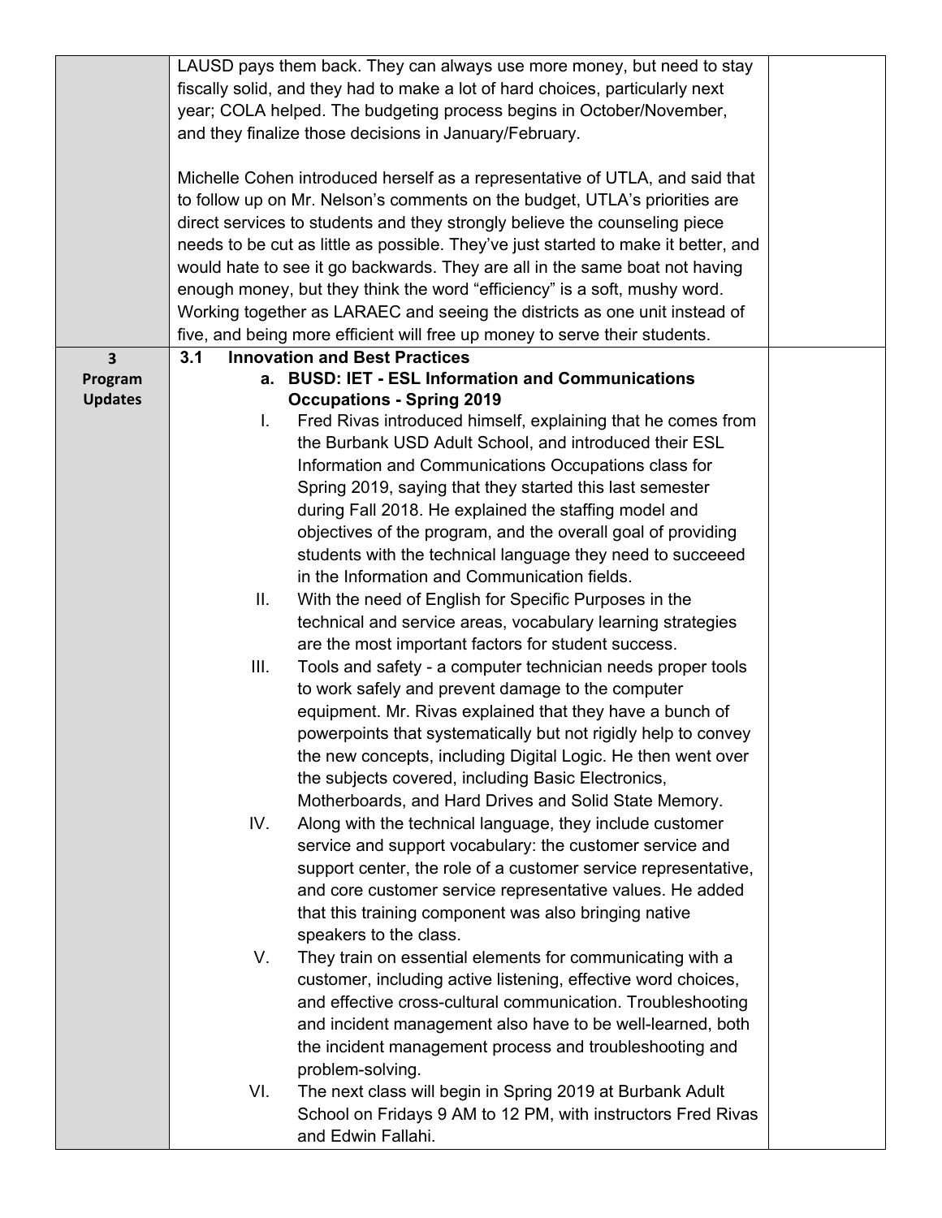| | | |
|---|---|---|
| | LAUSD pays them back. They can always use more money, but need to stay fiscally solid, and they had to make a lot of hard choices, particularly next year; COLA helped. The budgeting process begins in October/November, and they finalize those decisions in January/February.<br><br>Michelle Cohen introduced herself as a representative of UTLA, and said that to follow up on Mr. Nelson's comments on the budget, UTLA's priorities are direct services to students and they strongly believe the counseling piece needs to be cut as little as possible. They've just started to make it better, and would hate to see it go backwards. They are all in the same boat not having enough money, but they think the word "efficiency" is a soft, mushy word. Working together as LARAEC and seeing the districts as one unit instead of five, and being more efficient will free up money to serve their students. | |
| **3 Program Updates** | **3.1 Innovation and Best Practices**<br>**a. BUSD: IET - ESL Information and Communications Occupations - Spring 2019**<br>I. Fred Rivas introduced himself, explaining that he comes from the Burbank USD Adult School, and introduced their ESL Information and Communications Occupations class for Spring 2019, saying that they started this last semester during Fall 2018. He explained the staffing model and objectives of the program, and the overall goal of providing students with the technical language they need to succeeed in the Information and Communication fields.<br>II. With the need of English for Specific Purposes in the technical and service areas, vocabulary learning strategies are the most important factors for student success.<br>III. Tools and safety - a computer technician needs proper tools to work safely and prevent damage to the computer equipment. Mr. Rivas explained that they have a bunch of powerpoints that systematically but not rigidly help to convey the new concepts, including Digital Logic. He then went over the subjects covered, including Basic Electronics, Motherboards, and Hard Drives and Solid State Memory.<br>IV. Along with the technical language, they include customer service and support vocabulary: the customer service and support center, the role of a customer service representative, and core customer service representative values. He added that this training component was also bringing native speakers to the class.<br>V. They train on essential elements for communicating with a customer, including active listening, effective word choices, and effective cross-cultural communication. Troubleshooting and incident management also have to be well-learned, both the incident management process and troubleshooting and problem-solving.<br>VI. The next class will begin in Spring 2019 at Burbank Adult School on Fridays 9 AM to 12 PM, with instructors Fred Rivas and Edwin Fallahi. | |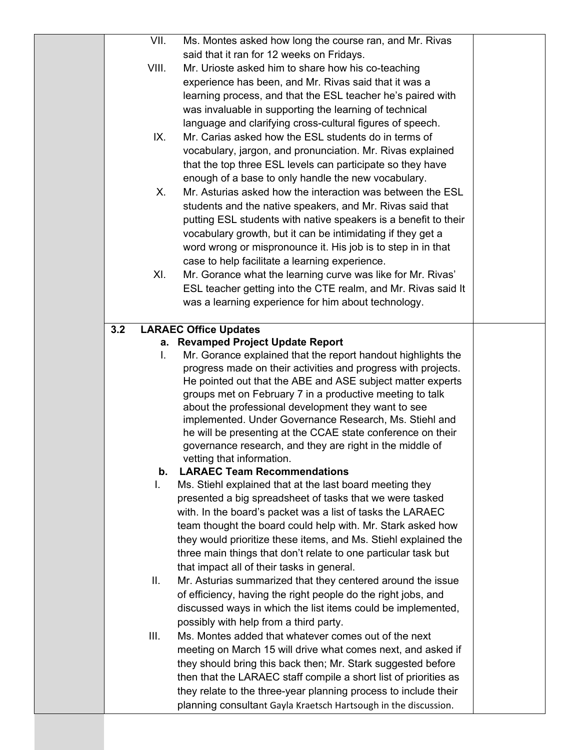| | | |
|---|---|---|
| | VII. Ms. Montes asked how long the course ran, and Mr. Rivas said that it ran for 12 weeks on Fridays.<br>VIII. Mr. Urioste asked him to share how his co-teaching experience has been, and Mr. Rivas said that it was a learning process, and that the ESL teacher he's paired with was invaluable in supporting the learning of technical language and clarifying cross-cultural figures of speech.<br>IX. Mr. Carias asked how the ESL students do in terms of vocabulary, jargon, and pronunciation. Mr. Rivas explained that the top three ESL levels can participate so they have enough of a base to only handle the new vocabulary.<br>X. Mr. Asturias asked how the interaction was between the ESL students and the native speakers, and Mr. Rivas said that putting ESL students with native speakers is a benefit to their vocabulary growth, but it can be intimidating if they get a word wrong or mispronounce it. His job is to step in in that case to help facilitate a learning experience.<br>XI. Mr. Gorance what the learning curve was like for Mr. Rivas' ESL teacher getting into the CTE realm, and Mr. Rivas said It was a learning experience for him about technology. | |
| | **3.2 LARAEC Office Updates**<br>**a. Revamped Project Update Report**<br>I. Mr. Gorance explained that the report handout highlights the progress made on their activities and progress with projects. He pointed out that the ABE and ASE subject matter experts groups met on February 7 in a productive meeting to talk about the professional development they want to see implemented. Under Governance Research, Ms. Stiehl and he will be presenting at the CCAE state conference on their governance research, and they are right in the middle of vetting that information.<br>**b. LARAEC Team Recommendations**<br>I. Ms. Stiehl explained that at the last board meeting they presented a big spreadsheet of tasks that we were tasked with. In the board's packet was a list of tasks the LARAEC team thought the board could help with. Mr. Stark asked how they would prioritize these items, and Ms. Stiehl explained the three main things that don't relate to one particular task but that impact all of their tasks in general.<br>II. Mr. Asturias summarized that they centered around the issue of efficiency, having the right people do the right jobs, and discussed ways in which the list items could be implemented, possibly with help from a third party.<br>III. Ms. Montes added that whatever comes out of the next meeting on March 15 will drive what comes next, and asked if they should bring this back then; Mr. Stark suggested before then that the LARAEC staff compile a short list of priorities as they relate to the three-year planning process to include their planning consultant Gayla Kraetsch Hartsough in the discussion. | |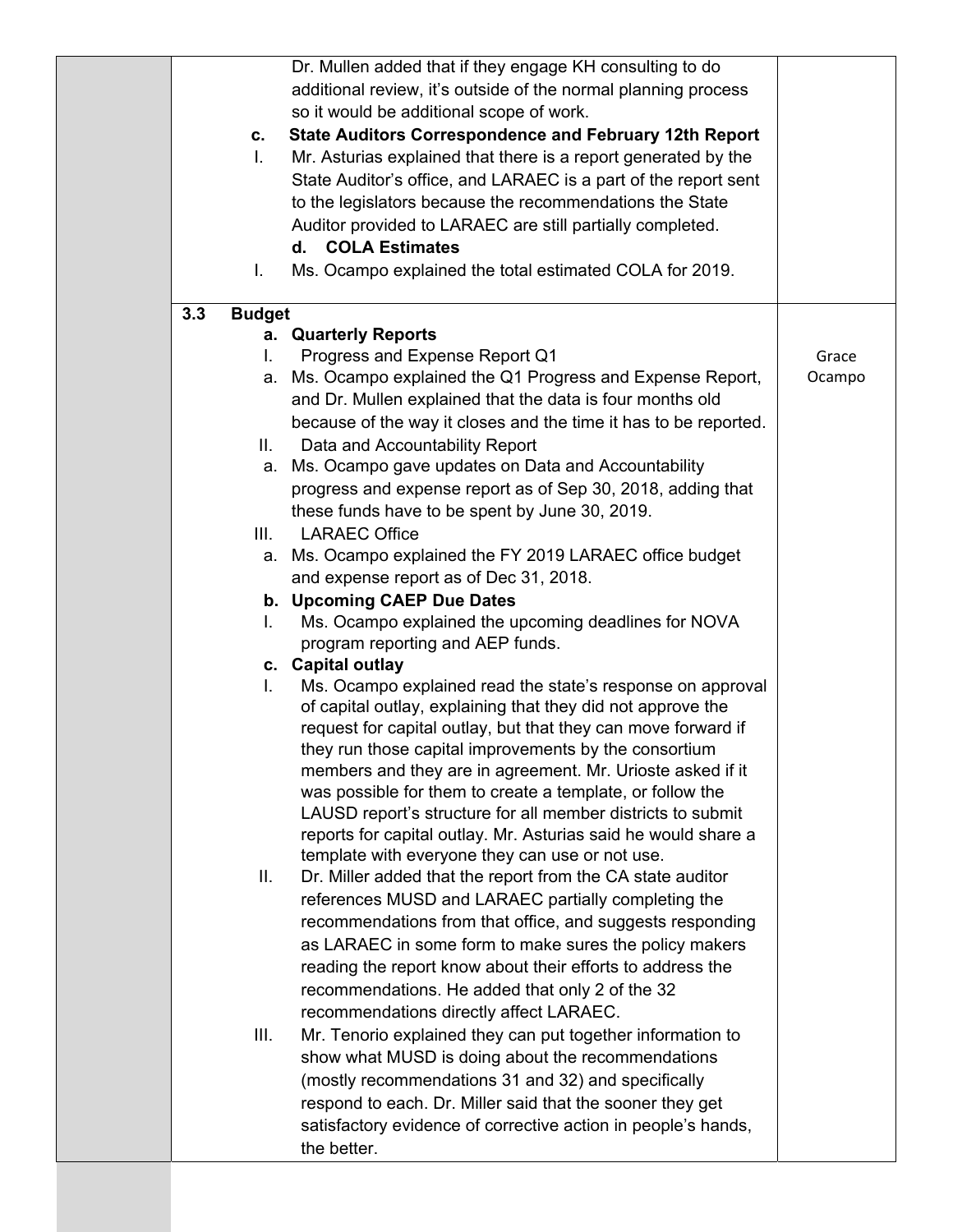| | | |
|---|---|---|
| | Dr. Mullen added that if they engage KH consulting to do additional review, it's outside of the normal planning process so it would be additional scope of work.<br>**c. State Auditors Correspondence and February 12th Report**<br>I. Mr. Asturias explained that there is a report generated by the State Auditor's office, and LARAEC is a part of the report sent to the legislators because the recommendations the State Auditor provided to LARAEC are still partially completed.<br>**d. COLA Estimates**<br>I. Ms. Ocampo explained the total estimated COLA for 2019. | |
| | **3.3 Budget**<br>**a. Quarterly Reports**<br>I. Progress and Expense Report Q1<br>a. Ms. Ocampo explained the Q1 Progress and Expense Report, and Dr. Mullen explained that the data is four months old because of the way it closes and the time it has to be reported.<br>II. Data and Accountability Report<br>a. Ms. Ocampo gave updates on Data and Accountability progress and expense report as of Sep 30, 2018, adding that these funds have to be spent by June 30, 2019.<br>III. LARAEC Office<br>a. Ms. Ocampo explained the FY 2019 LARAEC office budget and expense report as of Dec 31, 2018.<br>**b. Upcoming CAEP Due Dates**<br>I. Ms. Ocampo explained the upcoming deadlines for NOVA program reporting and AEP funds.<br>**c. Capital outlay**<br>I. Ms. Ocampo explained read the state's response on approval of capital outlay, explaining that they did not approve the request for capital outlay, but that they can move forward if they run those capital improvements by the consortium members and they are in agreement. Mr. Urioste asked if it was possible for them to create a template, or follow the LAUSD report's structure for all member districts to submit reports for capital outlay. Mr. Asturias said he would share a template with everyone they can use or not use.<br>II. Dr. Miller added that the report from the CA state auditor references MUSD and LARAEC partially completing the recommendations from that office, and suggests responding as LARAEC in some form to make sures the policy makers reading the report know about their efforts to address the recommendations. He added that only 2 of the 32 recommendations directly affect LARAEC.<br>III. Mr. Tenorio explained they can put together information to show what MUSD is doing about the recommendations (mostly recommendations 31 and 32) and specifically respond to each. Dr. Miller said that the sooner they get satisfactory evidence of corrective action in people's hands, the better. | Grace Ocampo |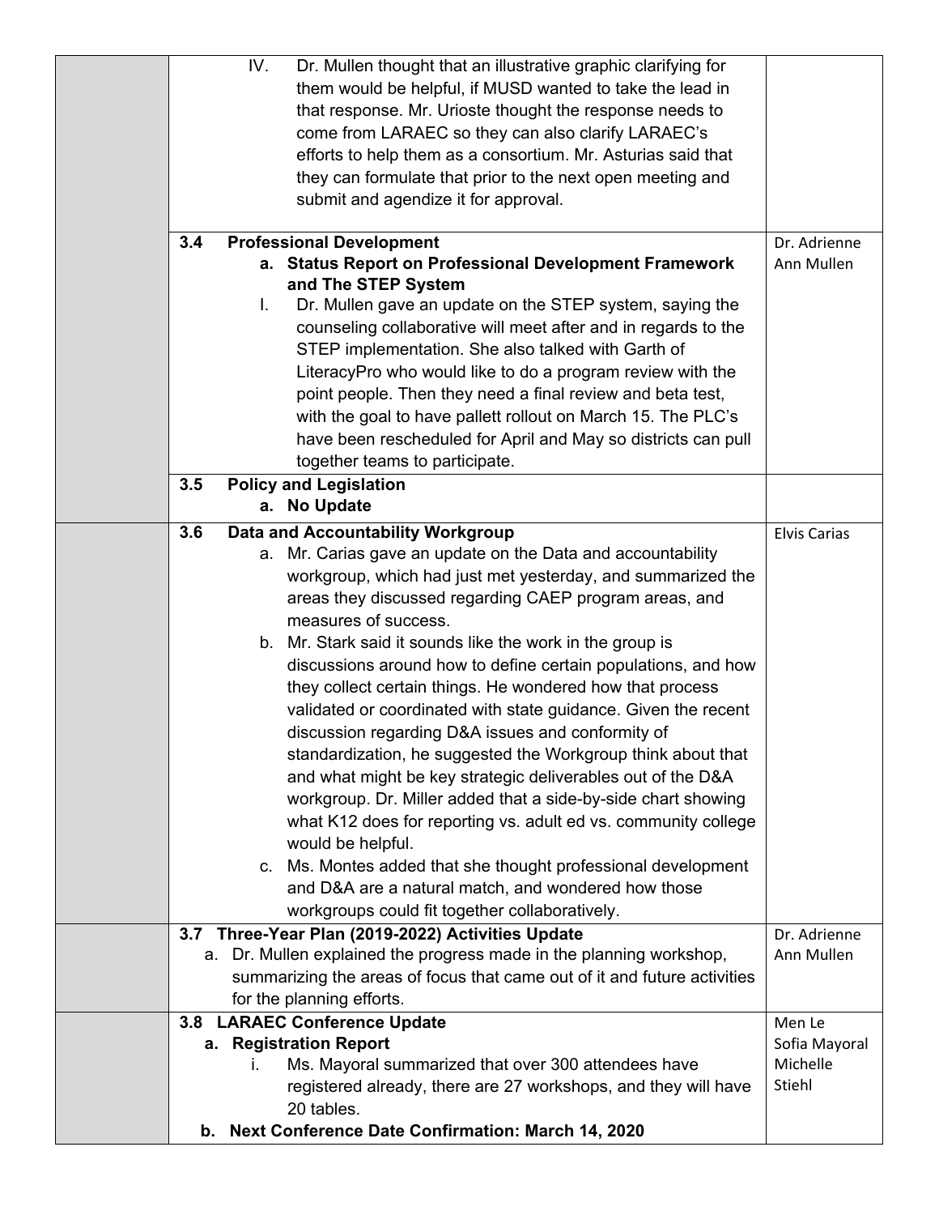| | | |
|---|---|---|
| | IV. Dr. Mullen thought that an illustrative graphic clarifying for them would be helpful, if MUSD wanted to take the lead in that response. Mr. Urioste thought the response needs to come from LARAEC so they can also clarify LARAEC's efforts to help them as a consortium. Mr. Asturias said that they can formulate that prior to the next open meeting and submit and agendize it for approval. | |
| | **3.4 Professional Development**<br>**a. Status Report on Professional Development Framework and The STEP System**<br>I. Dr. Mullen gave an update on the STEP system, saying the counseling collaborative will meet after and in regards to the STEP implementation. She also talked with Garth of LiteracyPro who would like to do a program review with the point people. Then they need a final review and beta test, with the goal to have pallett rollout on March 15. The PLC's have been rescheduled for April and May so districts can pull together teams to participate. | Dr. Adrienne Ann Mullen |
| | **3.5 Policy and Legislation**<br>**a. No Update** | |
| | **3.6 Data and Accountability Workgroup**<br>a. Mr. Carias gave an update on the Data and accountability workgroup, which had just met yesterday, and summarized the areas they discussed regarding CAEP program areas, and measures of success.<br>b. Mr. Stark said it sounds like the work in the group is discussions around how to define certain populations, and how they collect certain things. He wondered how that process validated or coordinated with state guidance. Given the recent discussion regarding D&A issues and conformity of standardization, he suggested the Workgroup think about that and what might be key strategic deliverables out of the D&A workgroup. Dr. Miller added that a side-by-side chart showing what K12 does for reporting vs. adult ed vs. community college would be helpful.<br>c. Ms. Montes added that she thought professional development and D&A are a natural match, and wondered how those workgroups could fit together collaboratively. | Elvis Carias |
| | **3.7 Three-Year Plan (2019-2022) Activities Update**<br>a. Dr. Mullen explained the progress made in the planning workshop, summarizing the areas of focus that came out of it and future activities for the planning efforts. | Dr. Adrienne Ann Mullen |
| | **3.8 LARAEC Conference Update**<br>**a. Registration Report**<br>i. Ms. Mayoral summarized that over 300 attendees have registered already, there are 27 workshops, and they will have 20 tables.<br>**b. Next Conference Date Confirmation: March 14, 2020** | Men Le<br>Sofia Mayoral<br>Michelle Stiehl |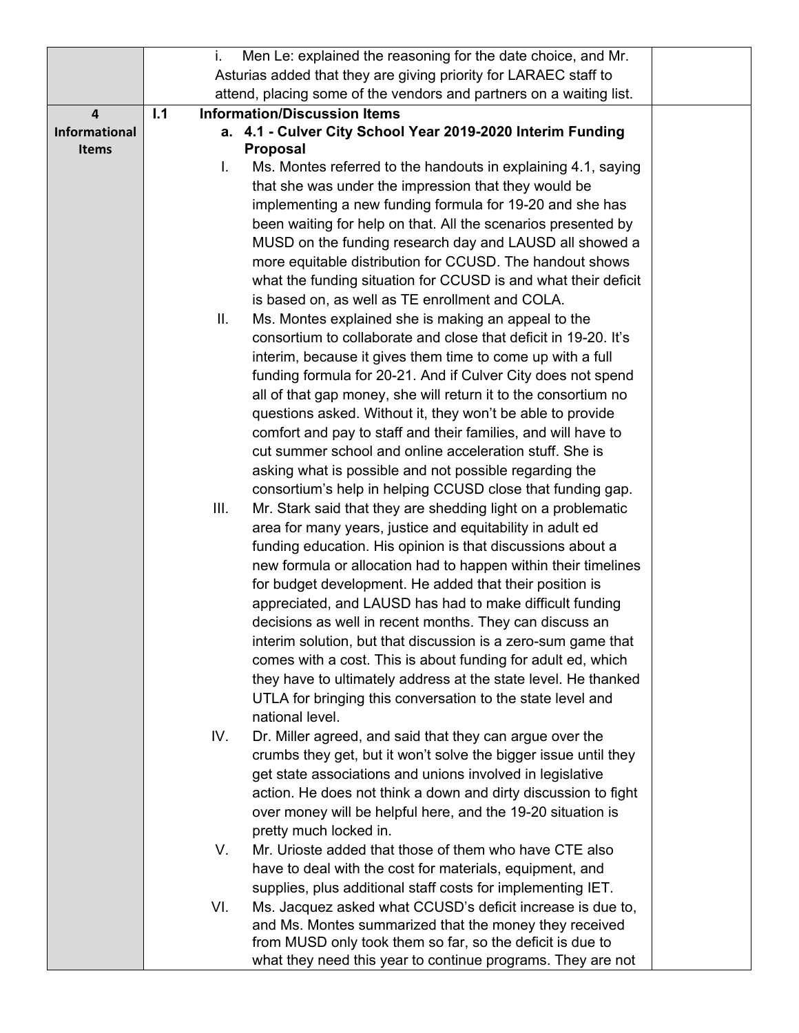| | | |
|---|---|---|
| | i. Men Le: explained the reasoning for the date choice, and Mr. Asturias added that they are giving priority for LARAEC staff to attend, placing some of the vendors and partners on a waiting list. | |
| **4 Informational Items** | **I.1 Information/Discussion Items**<br><br>**a. 4.1 - Culver City School Year 2019-2020 Interim Funding Proposal**<br><br>I. Ms. Montes referred to the handouts in explaining 4.1, saying that she was under the impression that they would be implementing a new funding formula for 19-20 and she has been waiting for help on that. All the scenarios presented by MUSD on the funding research day and LAUSD all showed a more equitable distribution for CCUSD. The handout shows what the funding situation for CCUSD is and what their deficit is based on, as well as TE enrollment and COLA.<br><br>II. Ms. Montes explained she is making an appeal to the consortium to collaborate and close that deficit in 19-20. It's interim, because it gives them time to come up with a full funding formula for 20-21. And if Culver City does not spend all of that gap money, she will return it to the consortium no questions asked. Without it, they won't be able to provide comfort and pay to staff and their families, and will have to cut summer school and online acceleration stuff. She is asking what is possible and not possible regarding the consortium's help in helping CCUSD close that funding gap.<br><br>III. Mr. Stark said that they are shedding light on a problematic area for many years, justice and equitability in adult ed funding education. His opinion is that discussions about a new formula or allocation had to happen within their timelines for budget development. He added that their position is appreciated, and LAUSD has had to make difficult funding decisions as well in recent months. They can discuss an interim solution, but that discussion is a zero-sum game that comes with a cost. This is about funding for adult ed, which they have to ultimately address at the state level. He thanked UTLA for bringing this conversation to the state level and national level.<br><br>IV. Dr. Miller agreed, and said that they can argue over the crumbs they get, but it won't solve the bigger issue until they get state associations and unions involved in legislative action. He does not think a down and dirty discussion to fight over money will be helpful here, and the 19-20 situation is pretty much locked in.<br><br>V. Mr. Urioste added that those of them who have CTE also have to deal with the cost for materials, equipment, and supplies, plus additional staff costs for implementing IET.<br><br>VI. Ms. Jacquez asked what CCUSD's deficit increase is due to, and Ms. Montes summarized that the money they received from MUSD only took them so far, so the deficit is due to what they need this year to continue programs. They are not | |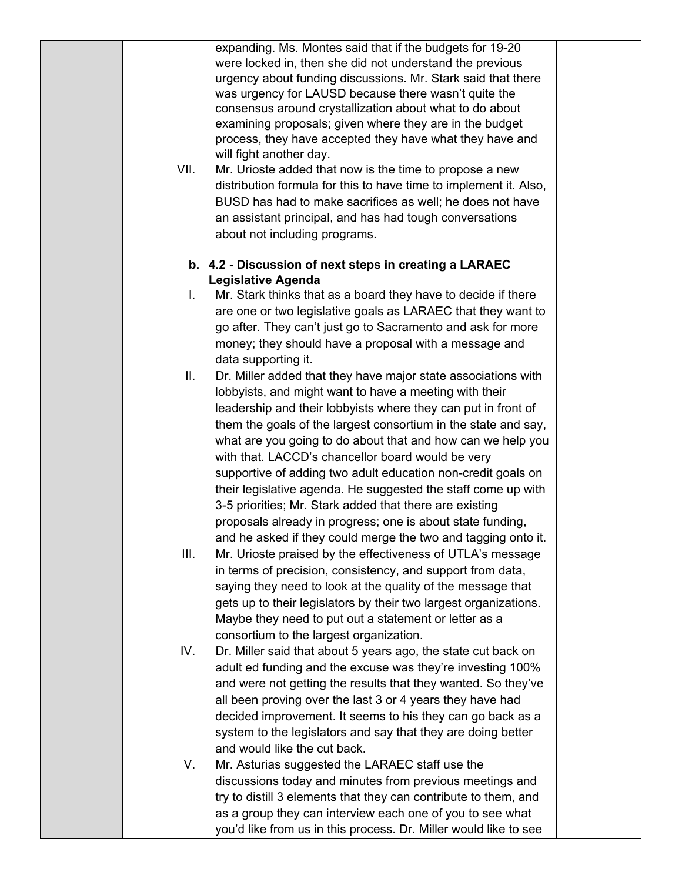expanding. Ms. Montes said that if the budgets for 19-20 were locked in, then she did not understand the previous urgency about funding discussions. Mr. Stark said that there was urgency for LAUSD because there wasn't quite the consensus around crystallization about what to do about examining proposals; given where they are in the budget process, they have accepted they have what they have and will fight another day.

VII. Mr. Urioste added that now is the time to propose a new distribution formula for this to have time to implement it. Also, BUSD has had to make sacrifices as well; he does not have an assistant principal, and has had tough conversations about not including programs.

**b. 4.2 - Discussion of next steps in creating a LARAEC Legislative Agenda**

I. Mr. Stark thinks that as a board they have to decide if there are one or two legislative goals as LARAEC that they want to go after. They can't just go to Sacramento and ask for more money; they should have a proposal with a message and data supporting it.

II. Dr. Miller added that they have major state associations with lobbyists, and might want to have a meeting with their leadership and their lobbyists where they can put in front of them the goals of the largest consortium in the state and say, what are you going to do about that and how can we help you with that. LACCD's chancellor board would be very supportive of adding two adult education non-credit goals on their legislative agenda. He suggested the staff come up with 3-5 priorities; Mr. Stark added that there are existing proposals already in progress; one is about state funding, and he asked if they could merge the two and tagging onto it.

III. Mr. Urioste praised by the effectiveness of UTLA's message in terms of precision, consistency, and support from data, saying they need to look at the quality of the message that gets up to their legislators by their two largest organizations. Maybe they need to put out a statement or letter as a consortium to the largest organization.

IV. Dr. Miller said that about 5 years ago, the state cut back on adult ed funding and the excuse was they're investing 100% and were not getting the results that they wanted. So they've all been proving over the last 3 or 4 years they have had decided improvement. It seems to his they can go back as a system to the legislators and say that they are doing better and would like the cut back.

V. Mr. Asturias suggested the LARAEC staff use the discussions today and minutes from previous meetings and try to distill 3 elements that they can contribute to them, and as a group they can interview each one of you to see what you'd like from us in this process. Dr. Miller would like to see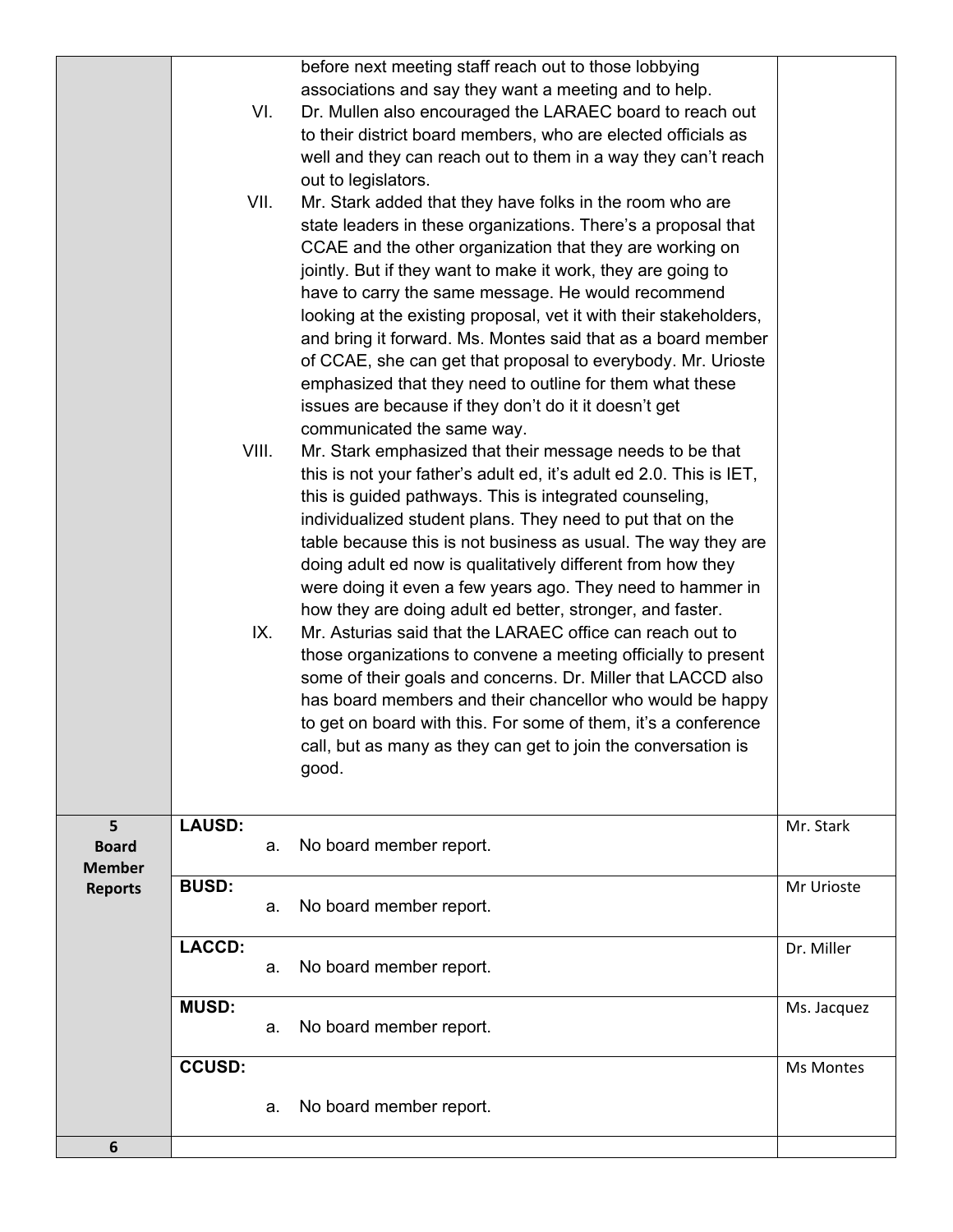| | | |
|---|---|---|
| | before next meeting staff reach out to those lobbying associations and say they want a meeting and to help.<br>VI. Dr. Mullen also encouraged the LARAEC board to reach out to their district board members, who are elected officials as well and they can reach out to them in a way they can't reach out to legislators.<br>VII. Mr. Stark added that they have folks in the room who are state leaders in these organizations. There's a proposal that CCAE and the other organization that they are working on jointly. But if they want to make it work, they are going to have to carry the same message. He would recommend looking at the existing proposal, vet it with their stakeholders, and bring it forward. Ms. Montes said that as a board member of CCAE, she can get that proposal to everybody. Mr. Urioste emphasized that they need to outline for them what these issues are because if they don't do it it doesn't get communicated the same way.<br>VIII. Mr. Stark emphasized that their message needs to be that this is not your father's adult ed, it's adult ed 2.0. This is IET, this is guided pathways. This is integrated counseling, individualized student plans. They need to put that on the table because this is not business as usual. The way they are doing adult ed now is qualitatively different from how they were doing it even a few years ago. They need to hammer in how they are doing adult ed better, stronger, and faster.<br>IX. Mr. Asturias said that the LARAEC office can reach out to those organizations to convene a meeting officially to present some of their goals and concerns. Dr. Miller that LACCD also has board members and their chancellor who would be happy to get on board with this. For some of them, it's a conference call, but as many as they can get to join the conversation is good. | |
| **5 Board Member Reports** | **LAUSD:**<br>a. No board member report. | Mr. Stark |
| | **BUSD:**<br>a. No board member report. | Mr Urioste |
| | **LACCD:**<br>a. No board member report. | Dr. Miller |
| | **MUSD:**<br>a. No board member report. | Ms. Jacquez |
| | **CCUSD:**<br>a. No board member report. | Ms Montes |
| **6** | | |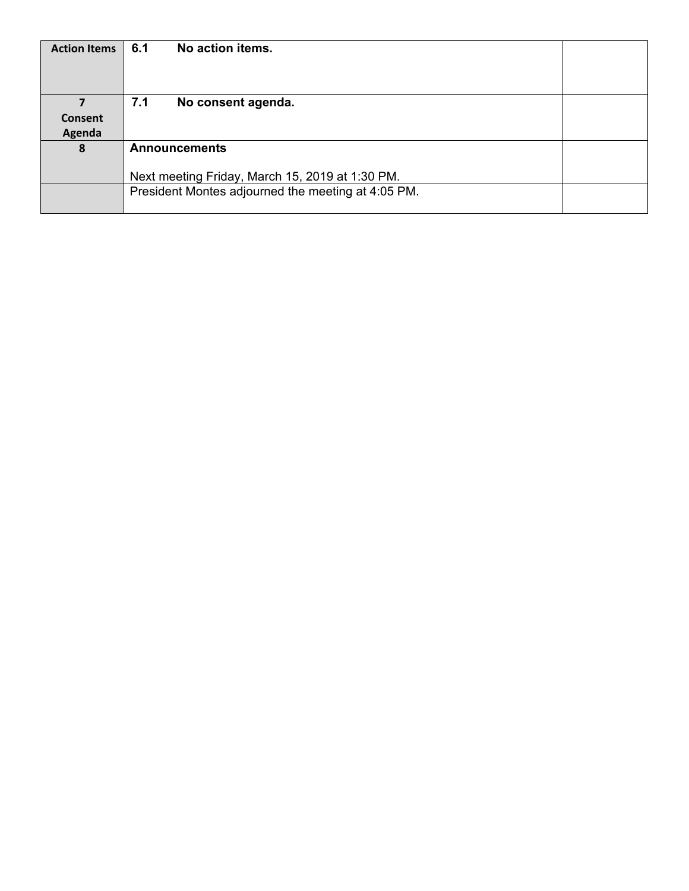| | | |
|---|---|---|
| **Action Items** | **6.1 No action items.** | |
| **7 Consent Agenda** | **7.1 No consent agenda.** | |
| **8** | **Announcements**<br><br>Next meeting Friday, March 15, 2019 at 1:30 PM. | |
| | President Montes adjourned the meeting at 4:05 PM. | |